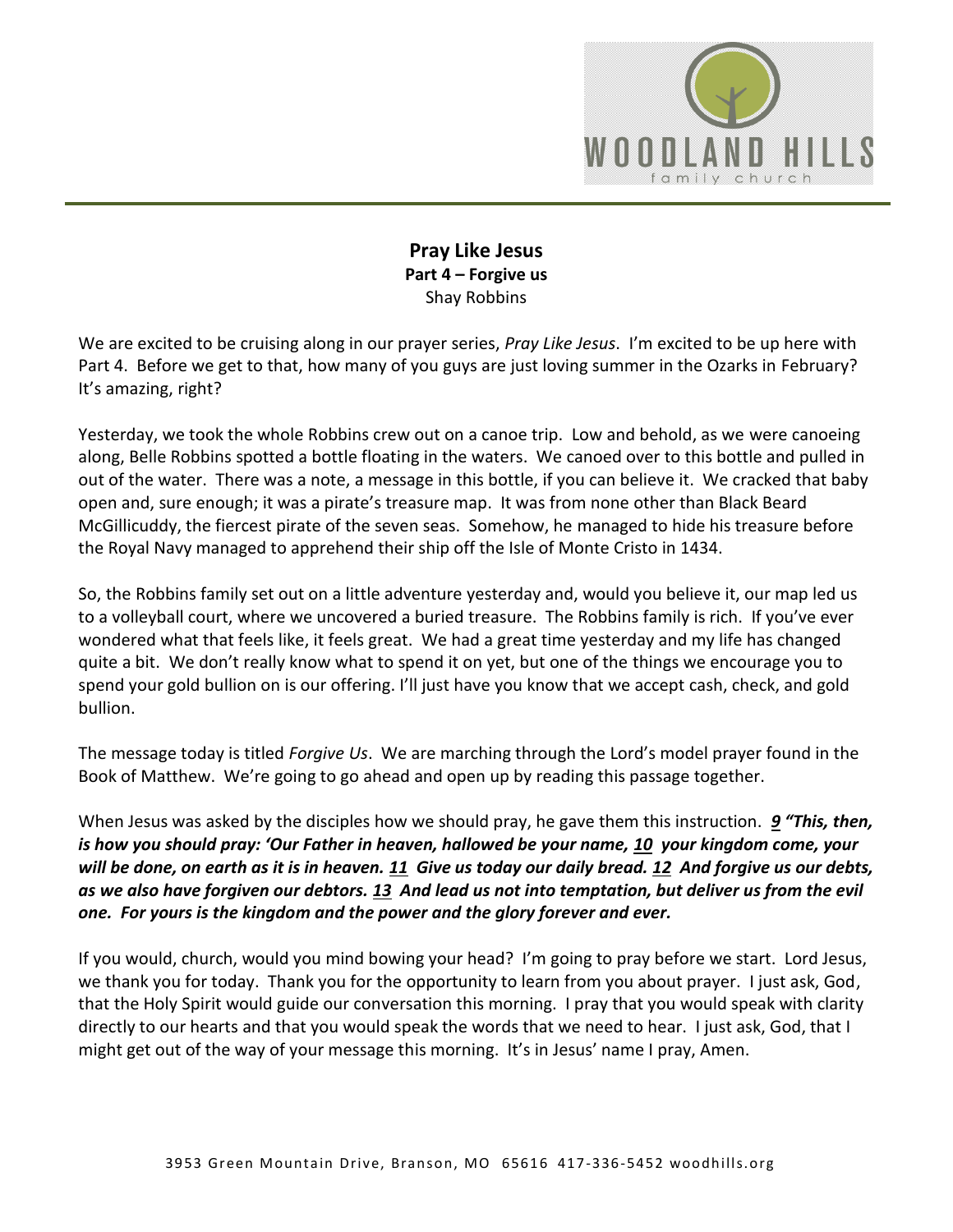# Pray Like Jesus

## Part 4 – Forgive us

Shay Robbins

We are excited to be cruising along in our prayer series, *Pray Like Jesus*. I'm excited to be up here with Part 4. Before we get to that, how many of you guys are just loving summer in the Ozarks in February? It's amazing, right?

Yesterday, we took the whole Robbins crew out on a canoe trip. Low and behold, as we were canoeing along, Belle Robbins spotted a bottle floating in the waters. We canoed over to this bottle and pulled in out of the water. There was a note, a message in this bottle, if you can believe it. We cracked that baby open and, sure enough; it was a pirate's treasure map. It was from none other than Black Beard McGillicuddy, the fiercest pirate of the seven seas. Somehow, he managed to hide his treasure before the Royal Navy managed to apprehend their ship off the Isle of Monte Cristo in 1434.

So, the Robbins family set out on a little adventure yesterday and, would you believe it, our map led us to a volleyball court, where we uncovered a buried treasure. The Robbins family is rich. If you've ever wondered what that feels like, it feels great. We had a great time yesterday and my life has changed quite a bit. We don't really know what to spend it on yet, but one of the things we encourage you to spend your gold bullion on is our offering. I'll just have you know that we accept cash, check, and gold bullion.

The message today is titled *Forgive Us*. We are marching through the Lord's model prayer found in the Book of Matthew. We're going to go ahead and open up by reading this passage together.

When Jesus was asked by the disciples how we should pray, he gave them this instruction. ***9 "This, then, is how you should pray: 'Our Father in heaven, hallowed be your name, 10 your kingdom come, your will be done, on earth as it is in heaven. 11 Give us today our daily bread. 12 And forgive us our debts, as we also have forgiven our debtors. 13 And lead us not into temptation, but deliver us from the evil one. For yours is the kingdom and the power and the glory forever and ever.***

If you would, church, would you mind bowing your head? I'm going to pray before we start. Lord Jesus, we thank you for today. Thank you for the opportunity to learn from you about prayer. I just ask, God, that the Holy Spirit would guide our conversation this morning. I pray that you would speak with clarity directly to our hearts and that you would speak the words that we need to hear. I just ask, God, that I might get out of the way of your message this morning. It's in Jesus' name I pray, Amen.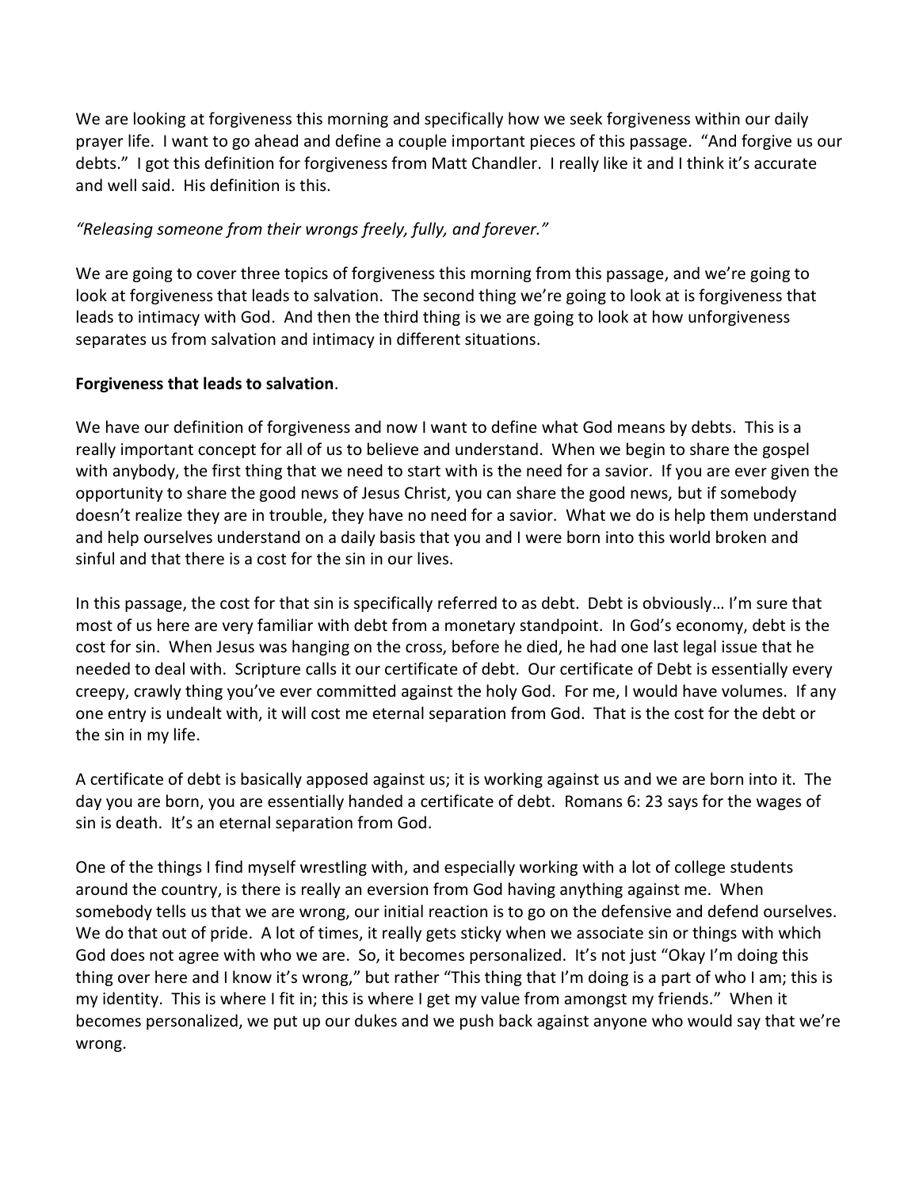We are looking at forgiveness this morning and specifically how we seek forgiveness within our daily prayer life. I want to go ahead and define a couple important pieces of this passage. "And forgive us our debts." I got this definition for forgiveness from Matt Chandler. I really like it and I think it's accurate and well said. His definition is this.

*"Releasing someone from their wrongs freely, fully, and forever."*

We are going to cover three topics of forgiveness this morning from this passage, and we're going to look at forgiveness that leads to salvation. The second thing we're going to look at is forgiveness that leads to intimacy with God. And then the third thing is we are going to look at how unforgiveness separates us from salvation and intimacy in different situations.

**Forgiveness that leads to salvation**.

We have our definition of forgiveness and now I want to define what God means by debts. This is a really important concept for all of us to believe and understand. When we begin to share the gospel with anybody, the first thing that we need to start with is the need for a savior. If you are ever given the opportunity to share the good news of Jesus Christ, you can share the good news, but if somebody doesn't realize they are in trouble, they have no need for a savior. What we do is help them understand and help ourselves understand on a daily basis that you and I were born into this world broken and sinful and that there is a cost for the sin in our lives.

In this passage, the cost for that sin is specifically referred to as debt. Debt is obviously… I'm sure that most of us here are very familiar with debt from a monetary standpoint. In God's economy, debt is the cost for sin. When Jesus was hanging on the cross, before he died, he had one last legal issue that he needed to deal with. Scripture calls it our certificate of debt. Our certificate of Debt is essentially every creepy, crawly thing you've ever committed against the holy God. For me, I would have volumes. If any one entry is undealt with, it will cost me eternal separation from God. That is the cost for the debt or the sin in my life.

A certificate of debt is basically apposed against us; it is working against us and we are born into it. The day you are born, you are essentially handed a certificate of debt. Romans 6: 23 says for the wages of sin is death. It's an eternal separation from God.

One of the things I find myself wrestling with, and especially working with a lot of college students around the country, is there is really an eversion from God having anything against me. When somebody tells us that we are wrong, our initial reaction is to go on the defensive and defend ourselves. We do that out of pride. A lot of times, it really gets sticky when we associate sin or things with which God does not agree with who we are. So, it becomes personalized. It's not just "Okay I'm doing this thing over here and I know it's wrong," but rather "This thing that I'm doing is a part of who I am; this is my identity. This is where I fit in; this is where I get my value from amongst my friends." When it becomes personalized, we put up our dukes and we push back against anyone who would say that we're wrong.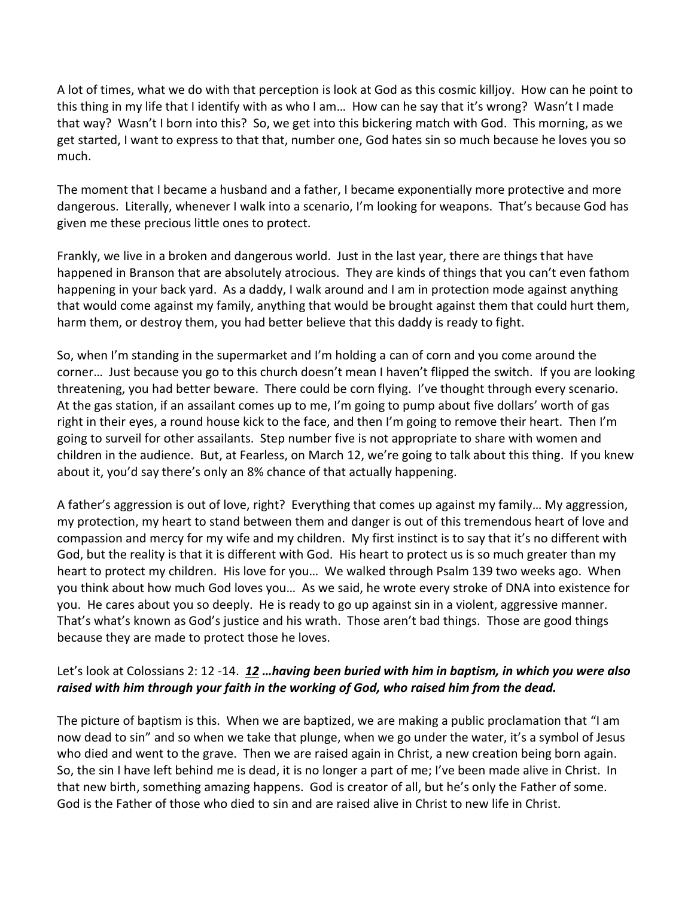A lot of times, what we do with that perception is look at God as this cosmic killjoy. How can he point to this thing in my life that I identify with as who I am… How can he say that it's wrong? Wasn't I made that way? Wasn't I born into this? So, we get into this bickering match with God. This morning, as we get started, I want to express to that that, number one, God hates sin so much because he loves you so much.

The moment that I became a husband and a father, I became exponentially more protective and more dangerous. Literally, whenever I walk into a scenario, I'm looking for weapons. That's because God has given me these precious little ones to protect.

Frankly, we live in a broken and dangerous world. Just in the last year, there are things that have happened in Branson that are absolutely atrocious. They are kinds of things that you can't even fathom happening in your back yard. As a daddy, I walk around and I am in protection mode against anything that would come against my family, anything that would be brought against them that could hurt them, harm them, or destroy them, you had better believe that this daddy is ready to fight.

So, when I'm standing in the supermarket and I'm holding a can of corn and you come around the corner… Just because you go to this church doesn't mean I haven't flipped the switch. If you are looking threatening, you had better beware. There could be corn flying. I've thought through every scenario. At the gas station, if an assailant comes up to me, I'm going to pump about five dollars' worth of gas right in their eyes, a round house kick to the face, and then I'm going to remove their heart. Then I'm going to surveil for other assailants. Step number five is not appropriate to share with women and children in the audience. But, at Fearless, on March 12, we're going to talk about this thing. If you knew about it, you'd say there's only an 8% chance of that actually happening.

A father's aggression is out of love, right? Everything that comes up against my family… My aggression, my protection, my heart to stand between them and danger is out of this tremendous heart of love and compassion and mercy for my wife and my children. My first instinct is to say that it's no different with God, but the reality is that it is different with God. His heart to protect us is so much greater than my heart to protect my children. His love for you… We walked through Psalm 139 two weeks ago. When you think about how much God loves you… As we said, he wrote every stroke of DNA into existence for you. He cares about you so deeply. He is ready to go up against sin in a violent, aggressive manner. That's what's known as God's justice and his wrath. Those aren't bad things. Those are good things because they are made to protect those he loves.

Let's look at Colossians 2: 12 -14. ***<u>12</u> …having been buried with him in baptism, in which you were also raised with him through your faith in the working of God, who raised him from the dead.***

The picture of baptism is this. When we are baptized, we are making a public proclamation that "I am now dead to sin" and so when we take that plunge, when we go under the water, it's a symbol of Jesus who died and went to the grave. Then we are raised again in Christ, a new creation being born again. So, the sin I have left behind me is dead, it is no longer a part of me; I've been made alive in Christ. In that new birth, something amazing happens. God is creator of all, but he's only the Father of some. God is the Father of those who died to sin and are raised alive in Christ to new life in Christ.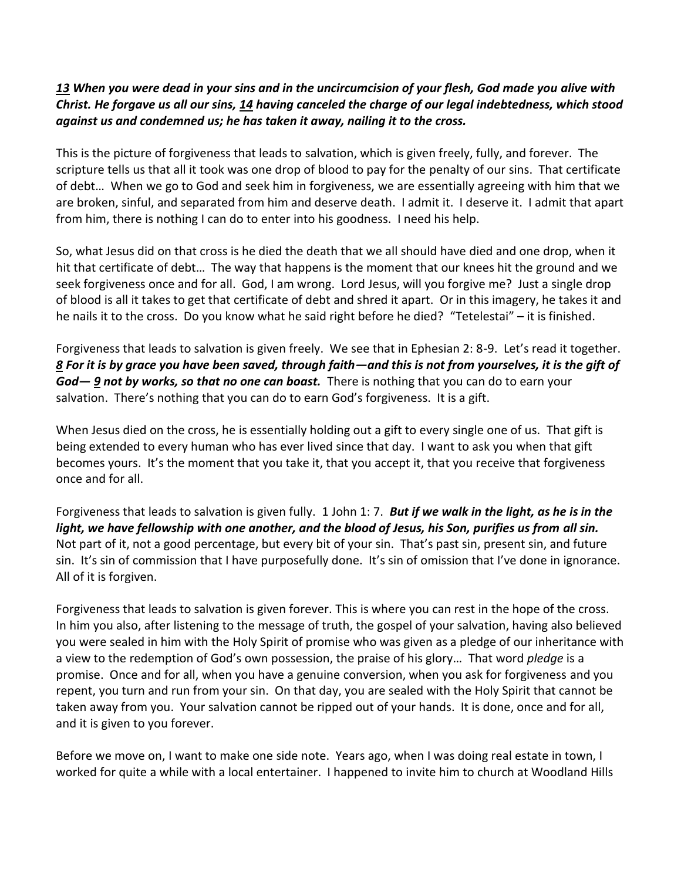***<u>13</u> When you were dead in your sins and in the uncircumcision of your flesh, God made you alive with Christ. He forgave us all our sins, <u>14</u> having canceled the charge of our legal indebtedness, which stood against us and condemned us; he has taken it away, nailing it to the cross.***

This is the picture of forgiveness that leads to salvation, which is given freely, fully, and forever. The scripture tells us that all it took was one drop of blood to pay for the penalty of our sins. That certificate of debt… When we go to God and seek him in forgiveness, we are essentially agreeing with him that we are broken, sinful, and separated from him and deserve death. I admit it. I deserve it. I admit that apart from him, there is nothing I can do to enter into his goodness. I need his help.

So, what Jesus did on that cross is he died the death that we all should have died and one drop, when it hit that certificate of debt… The way that happens is the moment that our knees hit the ground and we seek forgiveness once and for all. God, I am wrong. Lord Jesus, will you forgive me? Just a single drop of blood is all it takes to get that certificate of debt and shred it apart. Or in this imagery, he takes it and he nails it to the cross. Do you know what he said right before he died? "Tetelestai" – it is finished.

Forgiveness that leads to salvation is given freely. We see that in Ephesian 2: 8-9. Let's read it together. ***<u>8</u> For it is by grace you have been saved, through faith—and this is not from yourselves, it is the gift of God— <u>9</u> not by works, so that no one can boast.*** There is nothing that you can do to earn your salvation. There's nothing that you can do to earn God's forgiveness. It is a gift.

When Jesus died on the cross, he is essentially holding out a gift to every single one of us. That gift is being extended to every human who has ever lived since that day. I want to ask you when that gift becomes yours. It's the moment that you take it, that you accept it, that you receive that forgiveness once and for all.

Forgiveness that leads to salvation is given fully. 1 John 1: 7. ***But if we walk in the light, as he is in the light, we have fellowship with one another, and the blood of Jesus, his Son, purifies us from all sin.*** Not part of it, not a good percentage, but every bit of your sin. That's past sin, present sin, and future sin. It's sin of commission that I have purposefully done. It's sin of omission that I've done in ignorance. All of it is forgiven.

Forgiveness that leads to salvation is given forever. This is where you can rest in the hope of the cross. In him you also, after listening to the message of truth, the gospel of your salvation, having also believed you were sealed in him with the Holy Spirit of promise who was given as a pledge of our inheritance with a view to the redemption of God's own possession, the praise of his glory… That word *pledge* is a promise. Once and for all, when you have a genuine conversion, when you ask for forgiveness and you repent, you turn and run from your sin. On that day, you are sealed with the Holy Spirit that cannot be taken away from you. Your salvation cannot be ripped out of your hands. It is done, once and for all, and it is given to you forever.

Before we move on, I want to make one side note. Years ago, when I was doing real estate in town, I worked for quite a while with a local entertainer. I happened to invite him to church at Woodland Hills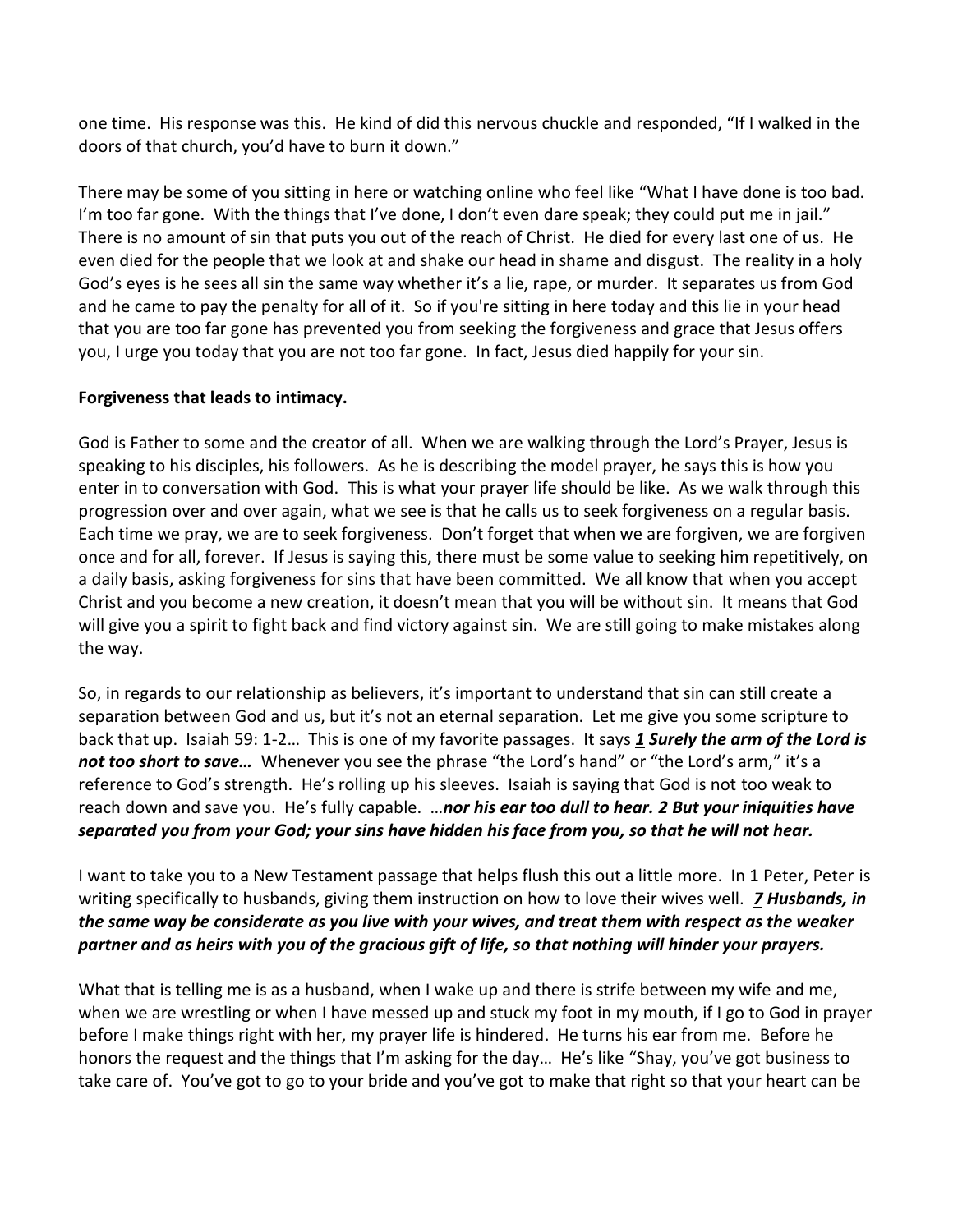one time. His response was this. He kind of did this nervous chuckle and responded, "If I walked in the doors of that church, you'd have to burn it down."

There may be some of you sitting in here or watching online who feel like "What I have done is too bad. I'm too far gone. With the things that I've done, I don't even dare speak; they could put me in jail." There is no amount of sin that puts you out of the reach of Christ. He died for every last one of us. He even died for the people that we look at and shake our head in shame and disgust. The reality in a holy God's eyes is he sees all sin the same way whether it's a lie, rape, or murder. It separates us from God and he came to pay the penalty for all of it. So if you're sitting in here today and this lie in your head that you are too far gone has prevented you from seeking the forgiveness and grace that Jesus offers you, I urge you today that you are not too far gone. In fact, Jesus died happily for your sin.

**Forgiveness that leads to intimacy.**

God is Father to some and the creator of all. When we are walking through the Lord's Prayer, Jesus is speaking to his disciples, his followers. As he is describing the model prayer, he says this is how you enter in to conversation with God. This is what your prayer life should be like. As we walk through this progression over and over again, what we see is that he calls us to seek forgiveness on a regular basis. Each time we pray, we are to seek forgiveness. Don't forget that when we are forgiven, we are forgiven once and for all, forever. If Jesus is saying this, there must be some value to seeking him repetitively, on a daily basis, asking forgiveness for sins that have been committed. We all know that when you accept Christ and you become a new creation, it doesn't mean that you will be without sin. It means that God will give you a spirit to fight back and find victory against sin. We are still going to make mistakes along the way.

So, in regards to our relationship as believers, it's important to understand that sin can still create a separation between God and us, but it's not an eternal separation. Let me give you some scripture to back that up. Isaiah 59: 1-2… This is one of my favorite passages. It says ***1 Surely the arm of the Lord is not too short to save…*** Whenever you see the phrase "the Lord's hand" or "the Lord's arm," it's a reference to God's strength. He's rolling up his sleeves. Isaiah is saying that God is not too weak to reach down and save you. He's fully capable. …***nor his ear too dull to hear. 2 But your iniquities have separated you from your God; your sins have hidden his face from you, so that he will not hear.***

I want to take you to a New Testament passage that helps flush this out a little more. In 1 Peter, Peter is writing specifically to husbands, giving them instruction on how to love their wives well. ***7 Husbands, in the same way be considerate as you live with your wives, and treat them with respect as the weaker partner and as heirs with you of the gracious gift of life, so that nothing will hinder your prayers.***

What that is telling me is as a husband, when I wake up and there is strife between my wife and me, when we are wrestling or when I have messed up and stuck my foot in my mouth, if I go to God in prayer before I make things right with her, my prayer life is hindered. He turns his ear from me. Before he honors the request and the things that I'm asking for the day… He's like "Shay, you've got business to take care of. You've got to go to your bride and you've got to make that right so that your heart can be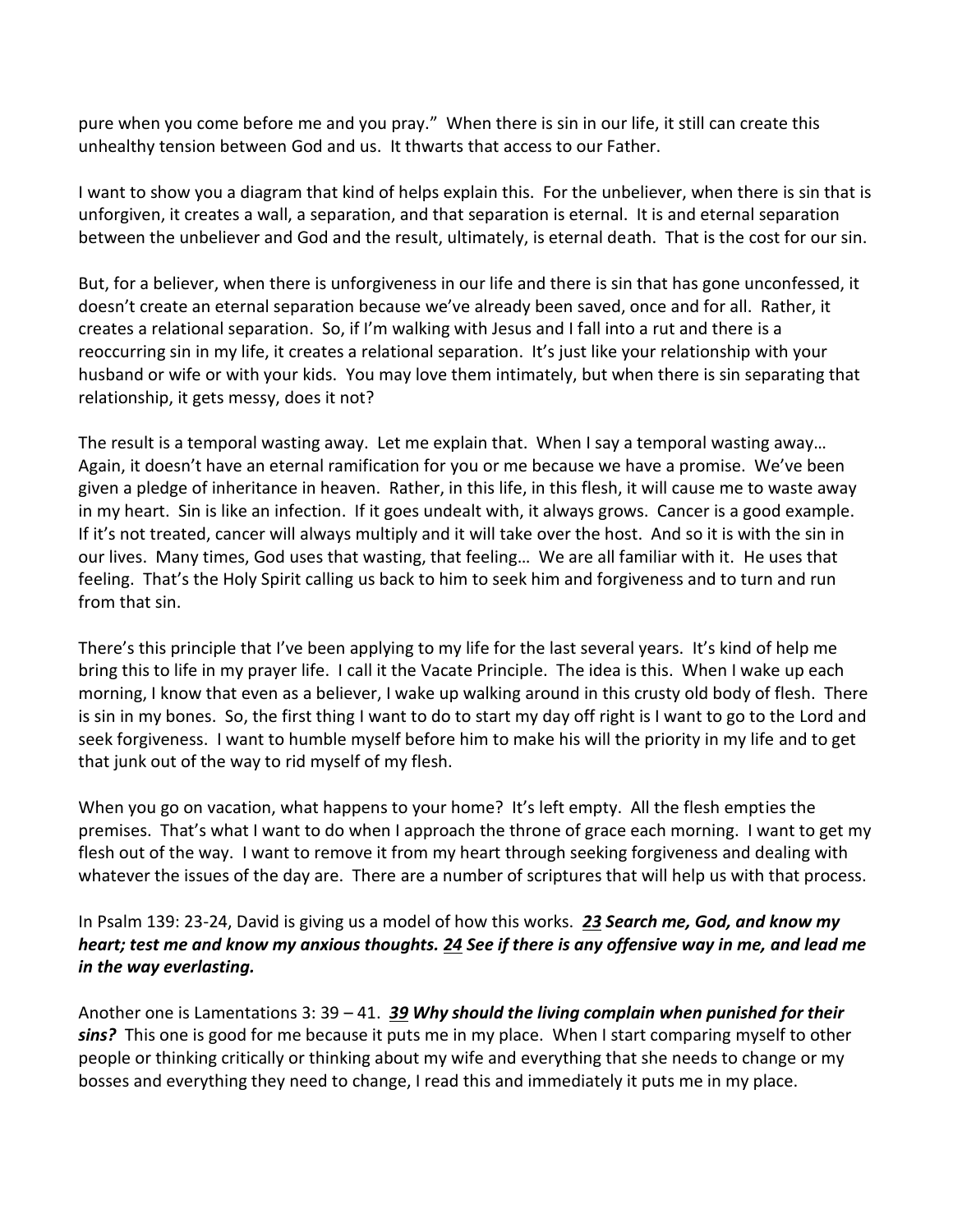pure when you come before me and you pray." When there is sin in our life, it still can create this unhealthy tension between God and us. It thwarts that access to our Father.

I want to show you a diagram that kind of helps explain this. For the unbeliever, when there is sin that is unforgiven, it creates a wall, a separation, and that separation is eternal. It is and eternal separation between the unbeliever and God and the result, ultimately, is eternal death. That is the cost for our sin.

But, for a believer, when there is unforgiveness in our life and there is sin that has gone unconfessed, it doesn't create an eternal separation because we've already been saved, once and for all. Rather, it creates a relational separation. So, if I'm walking with Jesus and I fall into a rut and there is a reoccurring sin in my life, it creates a relational separation. It's just like your relationship with your husband or wife or with your kids. You may love them intimately, but when there is sin separating that relationship, it gets messy, does it not?

The result is a temporal wasting away. Let me explain that. When I say a temporal wasting away… Again, it doesn't have an eternal ramification for you or me because we have a promise. We've been given a pledge of inheritance in heaven. Rather, in this life, in this flesh, it will cause me to waste away in my heart. Sin is like an infection. If it goes undealt with, it always grows. Cancer is a good example. If it's not treated, cancer will always multiply and it will take over the host. And so it is with the sin in our lives. Many times, God uses that wasting, that feeling… We are all familiar with it. He uses that feeling. That's the Holy Spirit calling us back to him to seek him and forgiveness and to turn and run from that sin.

There's this principle that I've been applying to my life for the last several years. It's kind of help me bring this to life in my prayer life. I call it the Vacate Principle. The idea is this. When I wake up each morning, I know that even as a believer, I wake up walking around in this crusty old body of flesh. There is sin in my bones. So, the first thing I want to do to start my day off right is I want to go to the Lord and seek forgiveness. I want to humble myself before him to make his will the priority in my life and to get that junk out of the way to rid myself of my flesh.

When you go on vacation, what happens to your home? It's left empty. All the flesh empties the premises. That's what I want to do when I approach the throne of grace each morning. I want to get my flesh out of the way. I want to remove it from my heart through seeking forgiveness and dealing with whatever the issues of the day are. There are a number of scriptures that will help us with that process.

In Psalm 139: 23-24, David is giving us a model of how this works. ***23** **Search me, God, and know my heart; test me and know my anxious thoughts.** **24** **See if there is any offensive way in me, and lead me in the way everlasting.***

Another one is Lamentations 3: 39 – 41. ***39** **Why should the living complain when punished for their sins?*** This one is good for me because it puts me in my place. When I start comparing myself to other people or thinking critically or thinking about my wife and everything that she needs to change or my bosses and everything they need to change, I read this and immediately it puts me in my place.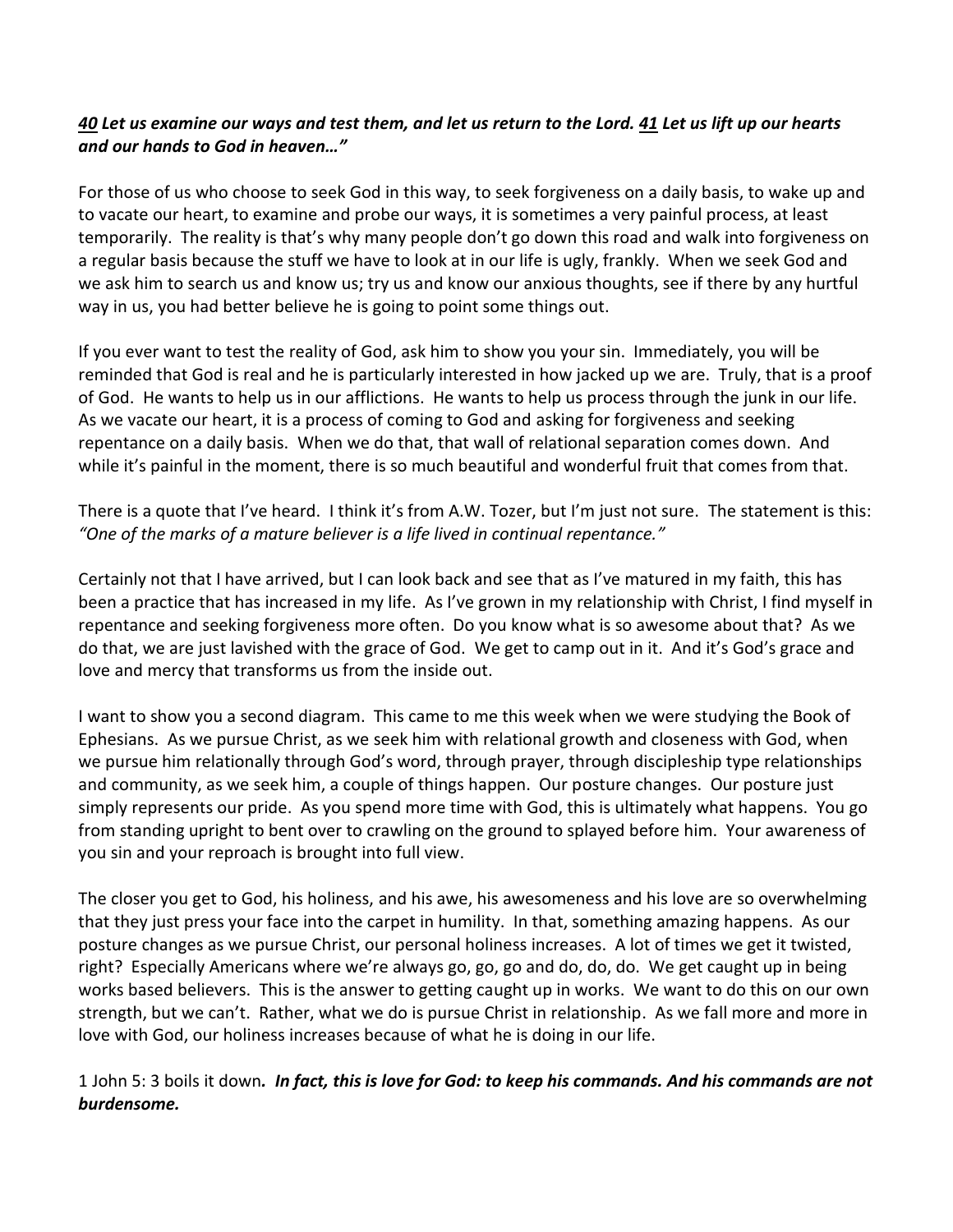***40** Let us examine our ways and test them, and let us return to the Lord. **41** Let us lift up our hearts and our hands to God in heaven…"*

For those of us who choose to seek God in this way, to seek forgiveness on a daily basis, to wake up and to vacate our heart, to examine and probe our ways, it is sometimes a very painful process, at least temporarily. The reality is that's why many people don't go down this road and walk into forgiveness on a regular basis because the stuff we have to look at in our life is ugly, frankly. When we seek God and we ask him to search us and know us; try us and know our anxious thoughts, see if there by any hurtful way in us, you had better believe he is going to point some things out.

If you ever want to test the reality of God, ask him to show you your sin. Immediately, you will be reminded that God is real and he is particularly interested in how jacked up we are. Truly, that is a proof of God. He wants to help us in our afflictions. He wants to help us process through the junk in our life. As we vacate our heart, it is a process of coming to God and asking for forgiveness and seeking repentance on a daily basis. When we do that, that wall of relational separation comes down. And while it's painful in the moment, there is so much beautiful and wonderful fruit that comes from that.

There is a quote that I've heard. I think it's from A.W. Tozer, but I'm just not sure. The statement is this: *"One of the marks of a mature believer is a life lived in continual repentance."*

Certainly not that I have arrived, but I can look back and see that as I've matured in my faith, this has been a practice that has increased in my life. As I've grown in my relationship with Christ, I find myself in repentance and seeking forgiveness more often. Do you know what is so awesome about that? As we do that, we are just lavished with the grace of God. We get to camp out in it. And it's God's grace and love and mercy that transforms us from the inside out.

I want to show you a second diagram. This came to me this week when we were studying the Book of Ephesians. As we pursue Christ, as we seek him with relational growth and closeness with God, when we pursue him relationally through God's word, through prayer, through discipleship type relationships and community, as we seek him, a couple of things happen. Our posture changes. Our posture just simply represents our pride. As you spend more time with God, this is ultimately what happens. You go from standing upright to bent over to crawling on the ground to splayed before him. Your awareness of you sin and your reproach is brought into full view.

The closer you get to God, his holiness, and his awe, his awesomeness and his love are so overwhelming that they just press your face into the carpet in humility. In that, something amazing happens. As our posture changes as we pursue Christ, our personal holiness increases. A lot of times we get it twisted, right? Especially Americans where we're always go, go, go and do, do, do. We get caught up in being works based believers. This is the answer to getting caught up in works. We want to do this on our own strength, but we can't. Rather, what we do is pursue Christ in relationship. As we fall more and more in love with God, our holiness increases because of what he is doing in our life.

1 John 5: 3 boils it down***. In fact, this is love for God: to keep his commands. And his commands are not burdensome.***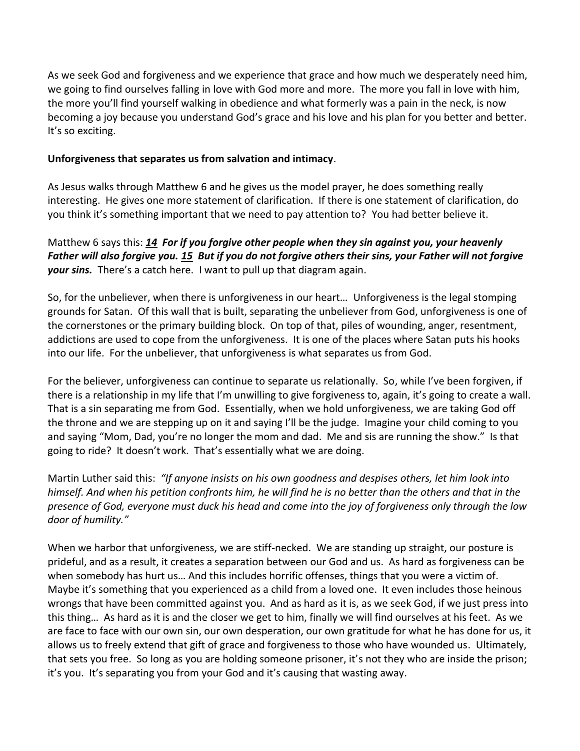As we seek God and forgiveness and we experience that grace and how much we desperately need him, we going to find ourselves falling in love with God more and more. The more you fall in love with him, the more you'll find yourself walking in obedience and what formerly was a pain in the neck, is now becoming a joy because you understand God's grace and his love and his plan for you better and better. It's so exciting.

**Unforgiveness that separates us from salvation and intimacy**.

As Jesus walks through Matthew 6 and he gives us the model prayer, he does something really interesting. He gives one more statement of clarification. If there is one statement of clarification, do you think it's something important that we need to pay attention to? You had better believe it.

Matthew 6 says this: ***<u>14</u> For if you forgive other people when they sin against you, your heavenly Father will also forgive you. <u>15</u> But if you do not forgive others their sins, your Father will not forgive your sins.*** There's a catch here. I want to pull up that diagram again.

So, for the unbeliever, when there is unforgiveness in our heart… Unforgiveness is the legal stomping grounds for Satan. Of this wall that is built, separating the unbeliever from God, unforgiveness is one of the cornerstones or the primary building block. On top of that, piles of wounding, anger, resentment, addictions are used to cope from the unforgiveness. It is one of the places where Satan puts his hooks into our life. For the unbeliever, that unforgiveness is what separates us from God.

For the believer, unforgiveness can continue to separate us relationally. So, while I've been forgiven, if there is a relationship in my life that I'm unwilling to give forgiveness to, again, it's going to create a wall. That is a sin separating me from God. Essentially, when we hold unforgiveness, we are taking God off the throne and we are stepping up on it and saying I'll be the judge. Imagine your child coming to you and saying "Mom, Dad, you're no longer the mom and dad. Me and sis are running the show." Is that going to ride? It doesn't work. That's essentially what we are doing.

Martin Luther said this: *"If anyone insists on his own goodness and despises others, let him look into himself. And when his petition confronts him, he will find he is no better than the others and that in the presence of God, everyone must duck his head and come into the joy of forgiveness only through the low door of humility."*

When we harbor that unforgiveness, we are stiff-necked. We are standing up straight, our posture is prideful, and as a result, it creates a separation between our God and us. As hard as forgiveness can be when somebody has hurt us… And this includes horrific offenses, things that you were a victim of. Maybe it's something that you experienced as a child from a loved one. It even includes those heinous wrongs that have been committed against you. And as hard as it is, as we seek God, if we just press into this thing… As hard as it is and the closer we get to him, finally we will find ourselves at his feet. As we are face to face with our own sin, our own desperation, our own gratitude for what he has done for us, it allows us to freely extend that gift of grace and forgiveness to those who have wounded us. Ultimately, that sets you free. So long as you are holding someone prisoner, it's not they who are inside the prison; it's you. It's separating you from your God and it's causing that wasting away.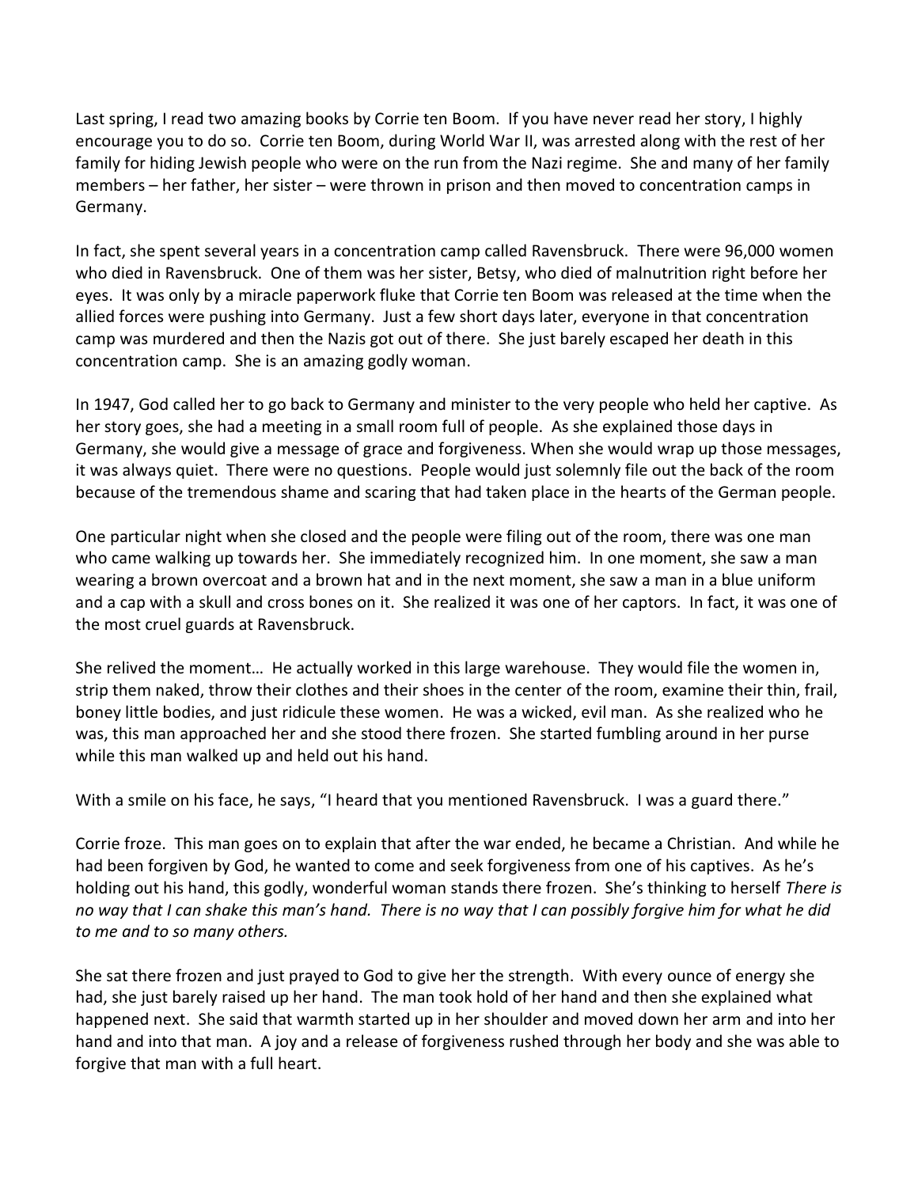Last spring, I read two amazing books by Corrie ten Boom. If you have never read her story, I highly encourage you to do so. Corrie ten Boom, during World War II, was arrested along with the rest of her family for hiding Jewish people who were on the run from the Nazi regime. She and many of her family members – her father, her sister – were thrown in prison and then moved to concentration camps in Germany.

In fact, she spent several years in a concentration camp called Ravensbruck. There were 96,000 women who died in Ravensbruck. One of them was her sister, Betsy, who died of malnutrition right before her eyes. It was only by a miracle paperwork fluke that Corrie ten Boom was released at the time when the allied forces were pushing into Germany. Just a few short days later, everyone in that concentration camp was murdered and then the Nazis got out of there. She just barely escaped her death in this concentration camp. She is an amazing godly woman.

In 1947, God called her to go back to Germany and minister to the very people who held her captive. As her story goes, she had a meeting in a small room full of people. As she explained those days in Germany, she would give a message of grace and forgiveness. When she would wrap up those messages, it was always quiet. There were no questions. People would just solemnly file out the back of the room because of the tremendous shame and scaring that had taken place in the hearts of the German people.

One particular night when she closed and the people were filing out of the room, there was one man who came walking up towards her. She immediately recognized him. In one moment, she saw a man wearing a brown overcoat and a brown hat and in the next moment, she saw a man in a blue uniform and a cap with a skull and cross bones on it. She realized it was one of her captors. In fact, it was one of the most cruel guards at Ravensbruck.

She relived the moment… He actually worked in this large warehouse. They would file the women in, strip them naked, throw their clothes and their shoes in the center of the room, examine their thin, frail, boney little bodies, and just ridicule these women. He was a wicked, evil man. As she realized who he was, this man approached her and she stood there frozen. She started fumbling around in her purse while this man walked up and held out his hand.

With a smile on his face, he says, "I heard that you mentioned Ravensbruck. I was a guard there."

Corrie froze. This man goes on to explain that after the war ended, he became a Christian. And while he had been forgiven by God, he wanted to come and seek forgiveness from one of his captives. As he's holding out his hand, this godly, wonderful woman stands there frozen. She's thinking to herself *There is no way that I can shake this man's hand. There is no way that I can possibly forgive him for what he did to me and to so many others.*

She sat there frozen and just prayed to God to give her the strength. With every ounce of energy she had, she just barely raised up her hand. The man took hold of her hand and then she explained what happened next. She said that warmth started up in her shoulder and moved down her arm and into her hand and into that man. A joy and a release of forgiveness rushed through her body and she was able to forgive that man with a full heart.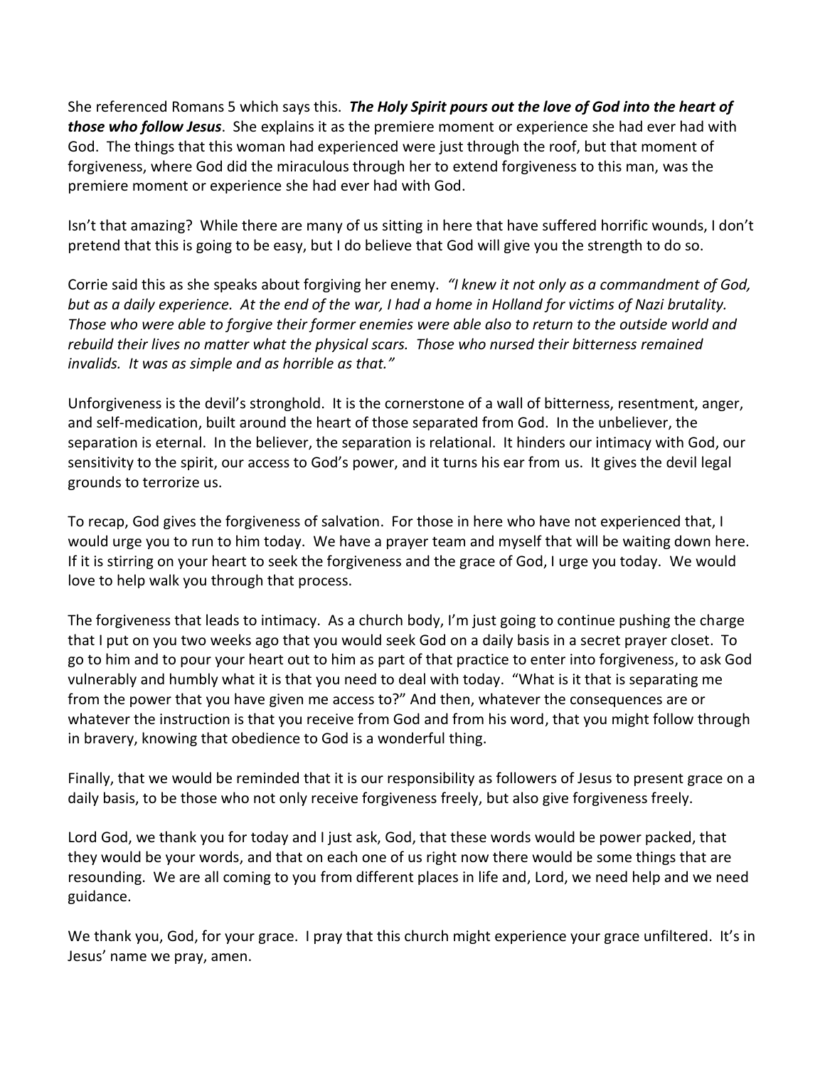She referenced Romans 5 which says this. ***The Holy Spirit pours out the love of God into the heart of those who follow Jesus***. She explains it as the premiere moment or experience she had ever had with God. The things that this woman had experienced were just through the roof, but that moment of forgiveness, where God did the miraculous through her to extend forgiveness to this man, was the premiere moment or experience she had ever had with God.

Isn't that amazing? While there are many of us sitting in here that have suffered horrific wounds, I don't pretend that this is going to be easy, but I do believe that God will give you the strength to do so.

Corrie said this as she speaks about forgiving her enemy. *"I knew it not only as a commandment of God, but as a daily experience. At the end of the war, I had a home in Holland for victims of Nazi brutality. Those who were able to forgive their former enemies were able also to return to the outside world and rebuild their lives no matter what the physical scars. Those who nursed their bitterness remained invalids. It was as simple and as horrible as that."*

Unforgiveness is the devil's stronghold. It is the cornerstone of a wall of bitterness, resentment, anger, and self-medication, built around the heart of those separated from God. In the unbeliever, the separation is eternal. In the believer, the separation is relational. It hinders our intimacy with God, our sensitivity to the spirit, our access to God's power, and it turns his ear from us. It gives the devil legal grounds to terrorize us.

To recap, God gives the forgiveness of salvation. For those in here who have not experienced that, I would urge you to run to him today. We have a prayer team and myself that will be waiting down here. If it is stirring on your heart to seek the forgiveness and the grace of God, I urge you today. We would love to help walk you through that process.

The forgiveness that leads to intimacy. As a church body, I'm just going to continue pushing the charge that I put on you two weeks ago that you would seek God on a daily basis in a secret prayer closet. To go to him and to pour your heart out to him as part of that practice to enter into forgiveness, to ask God vulnerably and humbly what it is that you need to deal with today. "What is it that is separating me from the power that you have given me access to?" And then, whatever the consequences are or whatever the instruction is that you receive from God and from his word, that you might follow through in bravery, knowing that obedience to God is a wonderful thing.

Finally, that we would be reminded that it is our responsibility as followers of Jesus to present grace on a daily basis, to be those who not only receive forgiveness freely, but also give forgiveness freely.

Lord God, we thank you for today and I just ask, God, that these words would be power packed, that they would be your words, and that on each one of us right now there would be some things that are resounding. We are all coming to you from different places in life and, Lord, we need help and we need guidance.

We thank you, God, for your grace. I pray that this church might experience your grace unfiltered. It's in Jesus' name we pray, amen.